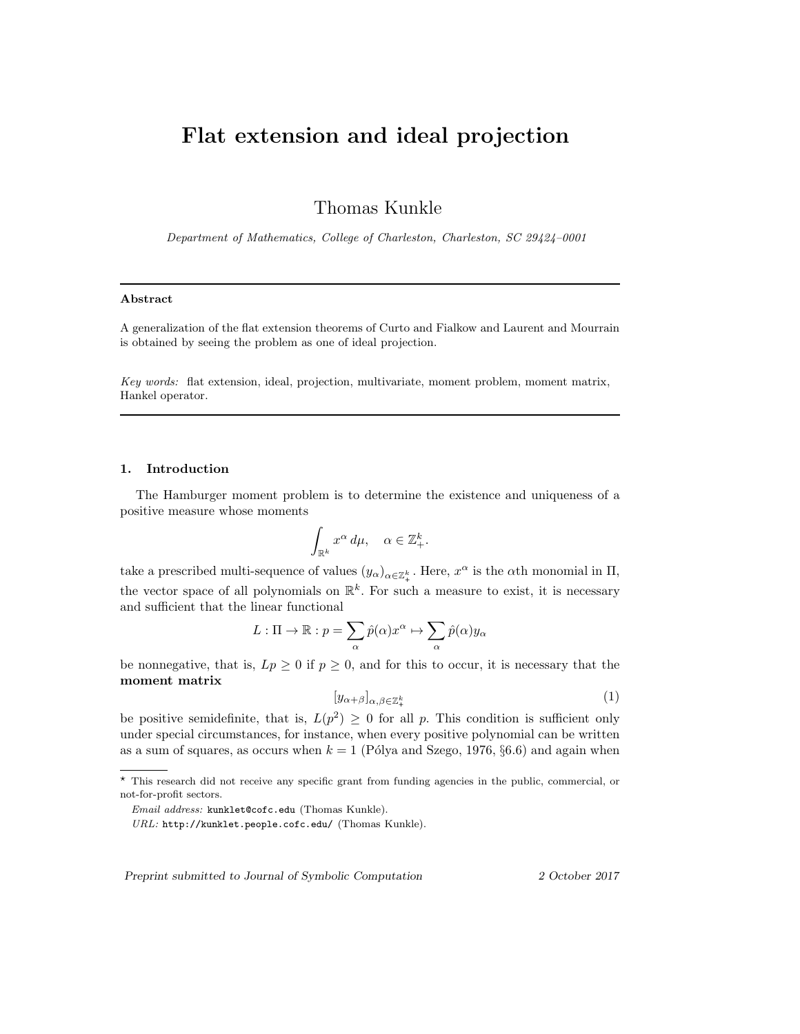# Flat extension and ideal projection

Thomas Kunkle

*Department of Mathematics, College of Charleston, Charleston, SC 29424–0001*

---

**Abstract**

A generalization of the flat extension theorems of Curto and Fialkow and Laurent and Mourrain is obtained by seeing the problem as one of ideal projection.

*Key words:* flat extension, ideal, projection, multivariate, moment problem, moment matrix, Hankel operator.

---

## 1. Introduction

The Hamburger moment problem is to determine the existence and uniqueness of a positive measure whose moments

$$\int_{\mathbb{R}^k} x^\alpha \, d\mu, \quad \alpha \in \mathbb{Z}_+^k.$$

take a prescribed multi-sequence of values $(y_\alpha)_{\alpha \in \mathbb{Z}_+^k}$. Here, $x^\alpha$ is the $\alpha$th monomial in $\Pi$, the vector space of all polynomials on $\mathbb{R}^k$. For such a measure to exist, it is necessary and sufficient that the linear functional

$$L : \Pi \to \mathbb{R} : p = \sum_\alpha \hat{p}(\alpha) x^\alpha \mapsto \sum_\alpha \hat{p}(\alpha) y_\alpha$$

be nonnegative, that is, $Lp \geq 0$ if $p \geq 0$, and for this to occur, it is necessary that the **moment matrix**

$$[y_{\alpha+\beta}]_{\alpha,\beta \in \mathbb{Z}_+^k} \tag{1}$$

be positive semidefinite, that is, $L(p^2) \geq 0$ for all $p$. This condition is sufficient only under special circumstances, for instance, when every positive polynomial can be written as a sum of squares, as occurs when $k = 1$ (Pólya and Szego, 1976, §6.6) and again when

---

* This research did not receive any specific grant from funding agencies in the public, commercial, or not-for-profit sectors.

*Email address:* `kunklet@cofc.edu` (Thomas Kunkle).

*URL:* `http://kunklet.people.cofc.edu/` (Thomas Kunkle).

*Preprint submitted to Journal of Symbolic Computation* 2 October 2017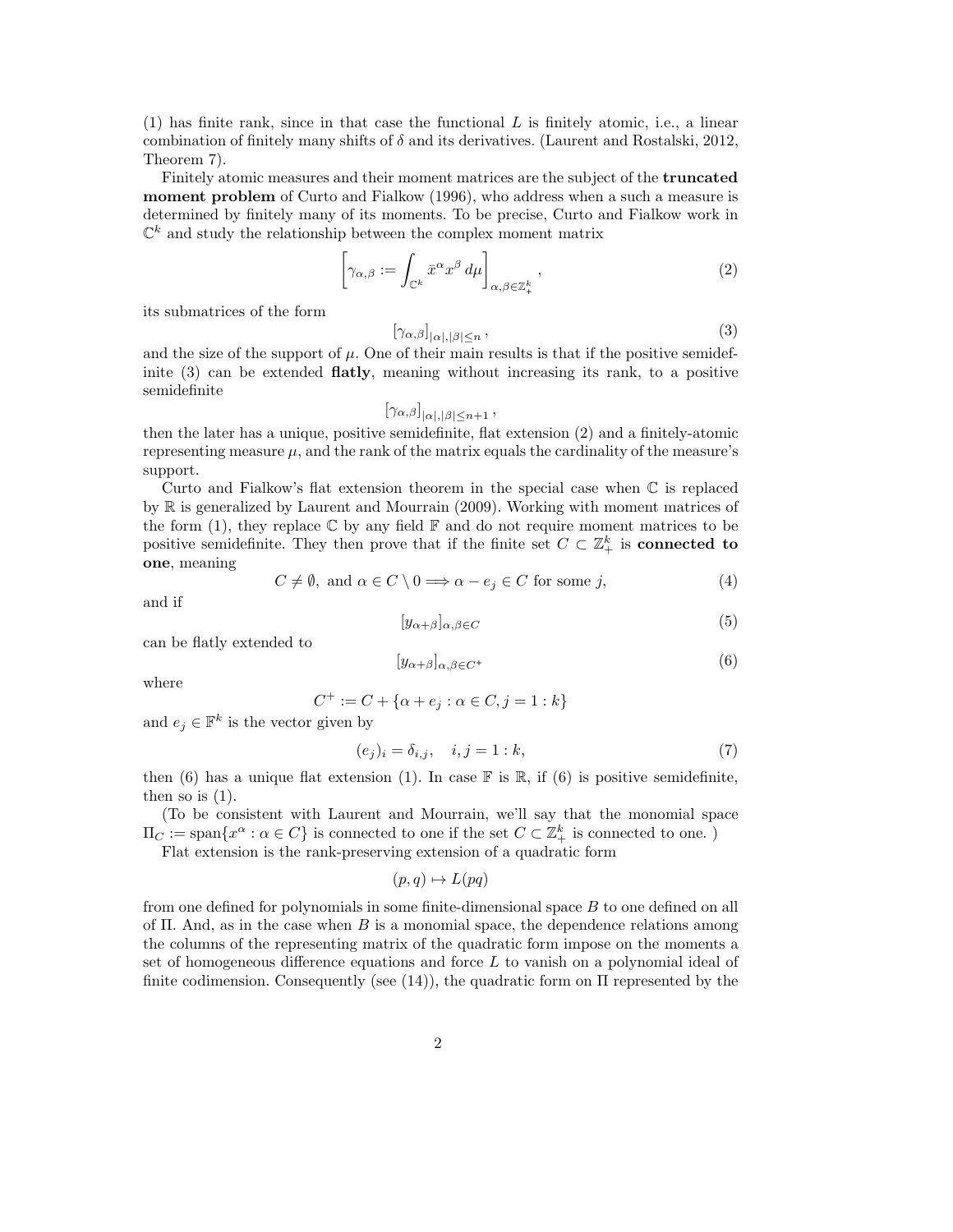(1) has finite rank, since in that case the functional $L$ is finitely atomic, i.e., a linear combination of finitely many shifts of $\delta$ and its derivatives. (Laurent and Rostalski, 2012, Theorem 7).

Finitely atomic measures and their moment matrices are the subject of the **truncated moment problem** of Curto and Fialkow (1996), who address when a such a measure is determined by finitely many of its moments. To be precise, Curto and Fialkow work in $\mathbb{C}^k$ and study the relationship between the complex moment matrix

$$\left[\gamma_{\alpha,\beta} := \int_{\mathbb{C}^k} \bar{x}^\alpha x^\beta \, d\mu\right]_{\alpha,\beta\in\mathbb{Z}_+^k}, \tag{2}$$

its submatrices of the form

$$\left[\gamma_{\alpha,\beta}\right]_{|\alpha|,|\beta|\le n}, \tag{3}$$

and the size of the support of $\mu$. One of their main results is that if the positive semidefinite (3) can be extended **flatly**, meaning without increasing its rank, to a positive semidefinite

$$\left[\gamma_{\alpha,\beta}\right]_{|\alpha|,|\beta|\le n+1},$$

then the later has a unique, positive semidefinite, flat extension (2) and a finitely-atomic representing measure $\mu$, and the rank of the matrix equals the cardinality of the measure's support.

Curto and Fialkow's flat extension theorem in the special case when $\mathbb{C}$ is replaced by $\mathbb{R}$ is generalized by Laurent and Mourrain (2009). Working with moment matrices of the form (1), they replace $\mathbb{C}$ by any field $\mathbb{F}$ and do not require moment matrices to be positive semidefinite. They then prove that if the finite set $C \subset \mathbb{Z}_+^k$ is **connected to one**, meaning

$$C \neq \emptyset, \text{ and } \alpha \in C \setminus 0 \Longrightarrow \alpha - e_j \in C \text{ for some } j, \tag{4}$$

and if

$$[y_{\alpha+\beta}]_{\alpha,\beta\in C} \tag{5}$$

can be flatly extended to

$$[y_{\alpha+\beta}]_{\alpha,\beta\in C^+} \tag{6}$$

where

$$C^+ := C + \{\alpha + e_j : \alpha \in C, j = 1:k\}$$

and $e_j \in \mathbb{F}^k$ is the vector given by

$$(e_j)_i = \delta_{i,j}, \quad i,j = 1:k, \tag{7}$$

then (6) has a unique flat extension (1). In case $\mathbb{F}$ is $\mathbb{R}$, if (6) is positive semidefinite, then so is (1).

(To be consistent with Laurent and Mourrain, we'll say that the monomial space $\Pi_C := \operatorname{span}\{x^\alpha : \alpha \in C\}$ is connected to one if the set $C \subset \mathbb{Z}_+^k$ is connected to one. )

Flat extension is the rank-preserving extension of a quadratic form

$$(p,q) \mapsto L(pq)$$

from one defined for polynomials in some finite-dimensional space $B$ to one defined on all of $\Pi$. And, as in the case when $B$ is a monomial space, the dependence relations among the columns of the representing matrix of the quadratic form impose on the moments a set of homogeneous difference equations and force $L$ to vanish on a polynomial ideal of finite codimension. Consequently (see (14)), the quadratic form on $\Pi$ represented by the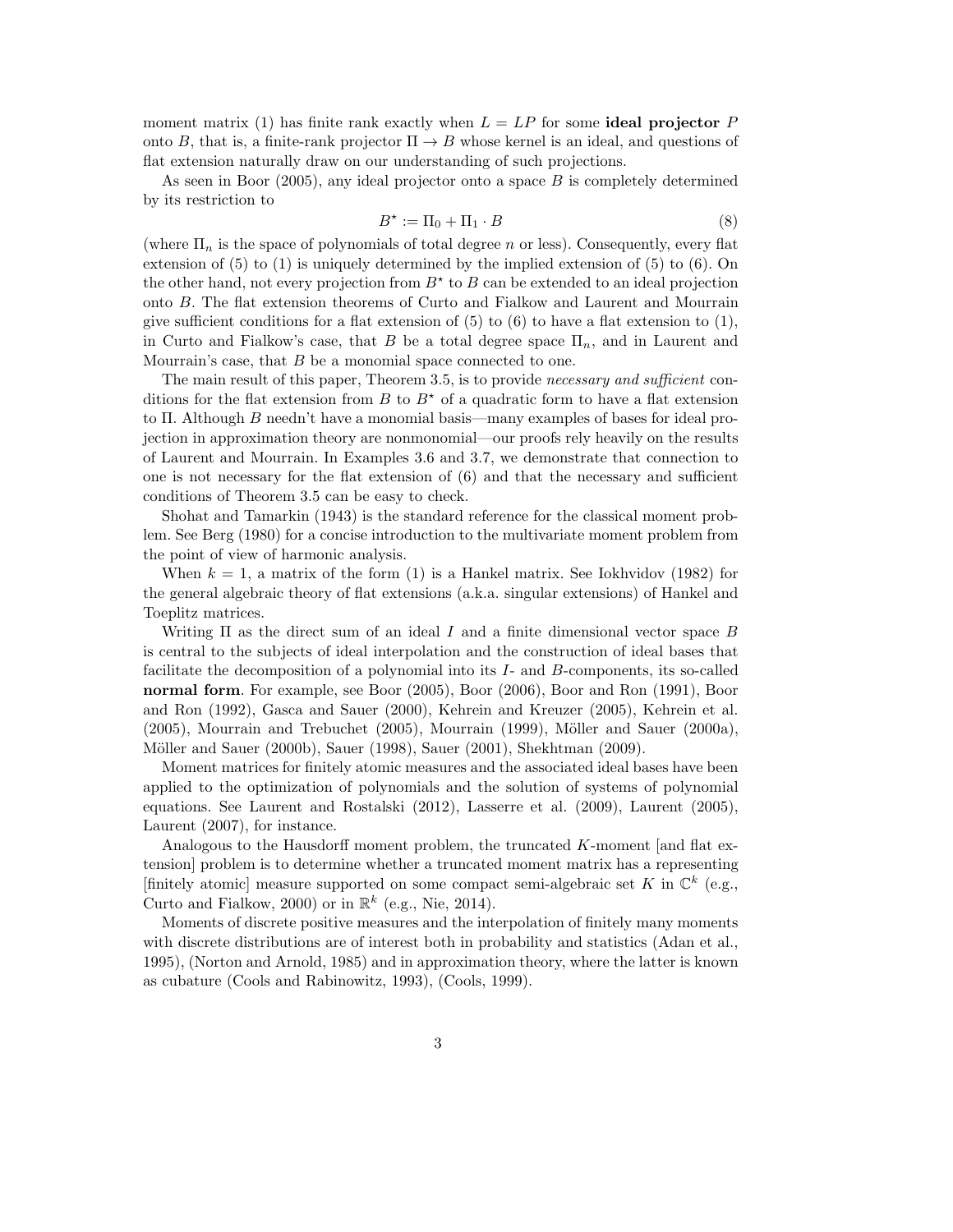moment matrix (1) has finite rank exactly when $L = LP$ for some **ideal projector** $P$ onto $B$, that is, a finite-rank projector $\Pi \to B$ whose kernel is an ideal, and questions of flat extension naturally draw on our understanding of such projections.

As seen in Boor (2005), any ideal projector onto a space $B$ is completely determined by its restriction to

$$B^\star := \Pi_0 + \Pi_1 \cdot B \tag{8}$$

(where $\Pi_n$ is the space of polynomials of total degree $n$ or less). Consequently, every flat extension of (5) to (1) is uniquely determined by the implied extension of (5) to (6). On the other hand, not every projection from $B^\star$ to $B$ can be extended to an ideal projection onto $B$. The flat extension theorems of Curto and Fialkow and Laurent and Mourrain give sufficient conditions for a flat extension of (5) to (6) to have a flat extension to (1), in Curto and Fialkow's case, that $B$ be a total degree space $\Pi_n$, and in Laurent and Mourrain's case, that $B$ be a monomial space connected to one.

The main result of this paper, Theorem 3.5, is to provide *necessary and sufficient* conditions for the flat extension from $B$ to $B^\star$ of a quadratic form to have a flat extension to $\Pi$. Although $B$ needn't have a monomial basis—many examples of bases for ideal projection in approximation theory are nonmonomial—our proofs rely heavily on the results of Laurent and Mourrain. In Examples 3.6 and 3.7, we demonstrate that connection to one is not necessary for the flat extension of (6) and that the necessary and sufficient conditions of Theorem 3.5 can be easy to check.

Shohat and Tamarkin (1943) is the standard reference for the classical moment problem. See Berg (1980) for a concise introduction to the multivariate moment problem from the point of view of harmonic analysis.

When $k = 1$, a matrix of the form (1) is a Hankel matrix. See Iokhvidov (1982) for the general algebraic theory of flat extensions (a.k.a. singular extensions) of Hankel and Toeplitz matrices.

Writing $\Pi$ as the direct sum of an ideal $I$ and a finite dimensional vector space $B$ is central to the subjects of ideal interpolation and the construction of ideal bases that facilitate the decomposition of a polynomial into its $I$- and $B$-components, its so-called **normal form**. For example, see Boor (2005), Boor (2006), Boor and Ron (1991), Boor and Ron (1992), Gasca and Sauer (2000), Kehrein and Kreuzer (2005), Kehrein et al. (2005), Mourrain and Trebuchet (2005), Mourrain (1999), Möller and Sauer (2000a), Möller and Sauer (2000b), Sauer (1998), Sauer (2001), Shekhtman (2009).

Moment matrices for finitely atomic measures and the associated ideal bases have been applied to the optimization of polynomials and the solution of systems of polynomial equations. See Laurent and Rostalski (2012), Lasserre et al. (2009), Laurent (2005), Laurent (2007), for instance.

Analogous to the Hausdorff moment problem, the truncated $K$-moment [and flat extension] problem is to determine whether a truncated moment matrix has a representing [finitely atomic] measure supported on some compact semi-algebraic set $K$ in $\mathbb{C}^k$ (e.g., Curto and Fialkow, 2000) or in $\mathbb{R}^k$ (e.g., Nie, 2014).

Moments of discrete positive measures and the interpolation of finitely many moments with discrete distributions are of interest both in probability and statistics (Adan et al., 1995), (Norton and Arnold, 1985) and in approximation theory, where the latter is known as cubature (Cools and Rabinowitz, 1993), (Cools, 1999).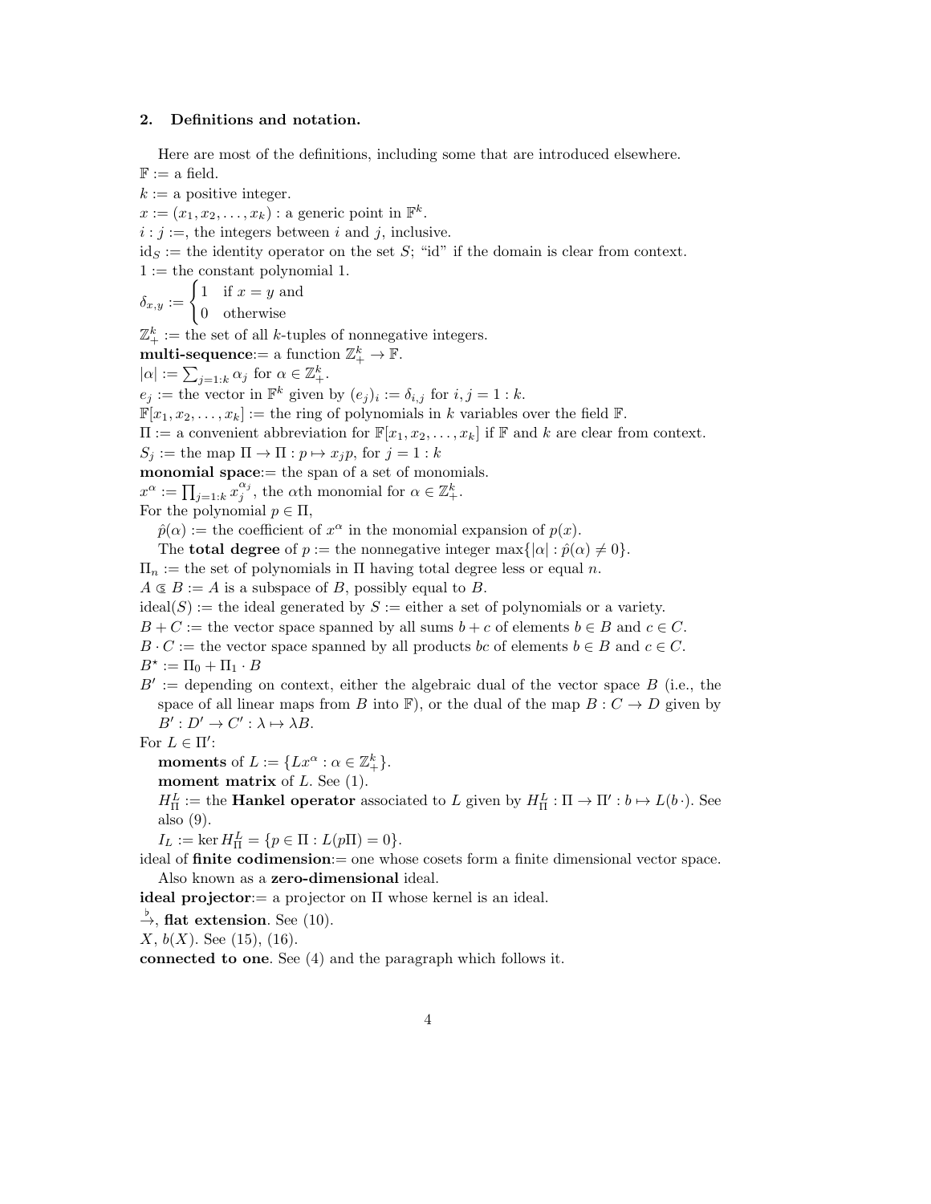## 2. Definitions and notation.

Here are most of the definitions, including some that are introduced elsewhere.

$\mathbb{F}$ := a field.
$k$ := a positive integer.
$x := (x_1, x_2, \ldots, x_k)$ : a generic point in $\mathbb{F}^k$.
$i : j$ :=, the integers between $i$ and $j$, inclusive.
$\mathrm{id}_S$ := the identity operator on the set $S$; "id" if the domain is clear from context.
$1$ := the constant polynomial 1.
$\delta_{x,y} := \begin{cases} 1 & \text{if } x = y \text{ and} \\ 0 & \text{otherwise} \end{cases}$
$\mathbb{Z}_+^k$ := the set of all $k$-tuples of nonnegative integers.
**multi-sequence**:= a function $\mathbb{Z}_+^k \to \mathbb{F}$.
$|\alpha| := \sum_{j=1:k} \alpha_j$ for $\alpha \in \mathbb{Z}_+^k$.
$e_j$ := the vector in $\mathbb{F}^k$ given by $(e_j)_i := \delta_{i,j}$ for $i, j = 1 : k$.
$\mathbb{F}[x_1, x_2, \ldots, x_k]$ := the ring of polynomials in $k$ variables over the field $\mathbb{F}$.
$\Pi$ := a convenient abbreviation for $\mathbb{F}[x_1, x_2, \ldots, x_k]$ if $\mathbb{F}$ and $k$ are clear from context.
$S_j$ := the map $\Pi \to \Pi : p \mapsto x_j p$, for $j = 1 : k$
**monomial space**:= the span of a set of monomials.
$x^\alpha := \prod_{j=1:k} x_j^{\alpha_j}$, the $\alpha$th monomial for $\alpha \in \mathbb{Z}_+^k$.
For the polynomial $p \in \Pi$,
  $\hat{p}(\alpha)$ := the coefficient of $x^\alpha$ in the monomial expansion of $p(x)$.
  The **total degree** of $p$ := the nonnegative integer $\max\{|\alpha| : \hat{p}(\alpha) \neq 0\}$.
$\Pi_n$ := the set of polynomials in $\Pi$ having total degree less or equal $n$.
$A \Subset B$ := $A$ is a subspace of $B$, possibly equal to $B$.
ideal($S$) := the ideal generated by $S$ := either a set of polynomials or a variety.
$B + C$ := the vector space spanned by all sums $b + c$ of elements $b \in B$ and $c \in C$.
$B \cdot C$ := the vector space spanned by all products $bc$ of elements $b \in B$ and $c \in C$.
$B^\star := \Pi_0 + \Pi_1 \cdot B$
$B'$ := depending on context, either the algebraic dual of the vector space $B$ (i.e., the space of all linear maps from $B$ into $\mathbb{F}$), or the dual of the map $B : C \to D$ given by $B' : D' \to C' : \lambda \mapsto \lambda B$.
For $L \in \Pi'$:
  **moments** of $L := \{Lx^\alpha : \alpha \in \mathbb{Z}_+^k\}$.
  **moment matrix** of $L$. See (1).
  $H_\Pi^L$ := the **Hankel operator** associated to $L$ given by $H_\Pi^L : \Pi \to \Pi' : b \mapsto L(b\,\cdot)$. See also (9).
  $I_L := \ker H_\Pi^L = \{p \in \Pi : L(p\Pi) = 0\}$.
ideal of **finite codimension**:= one whose cosets form a finite dimensional vector space. Also known as a **zero-dimensional** ideal.
**ideal projector**:= a projector on $\Pi$ whose kernel is an ideal.
$\xrightarrow{b}$, **flat extension**. See (10).
$X$, $b(X)$. See (15), (16).
**connected to one**. See (4) and the paragraph which follows it.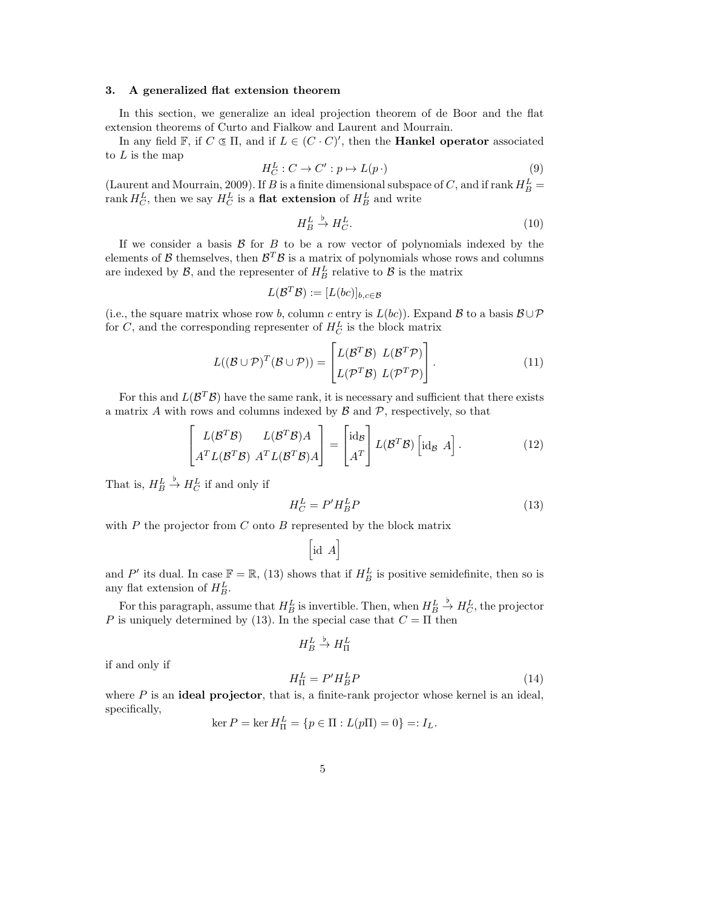### 3. A generalized flat extension theorem

In this section, we generalize an ideal projection theorem of de Boor and the flat extension theorems of Curto and Fialkow and Laurent and Mourrain.

In any field $\mathbb{F}$, if $C \Subset \Pi$, and if $L \in (C \cdot C)'$, then the **Hankel operator** associated to $L$ is the map

$$H_C^L : C \to C' : p \mapsto L(p\,\cdot) \tag{9}$$

(Laurent and Mourrain, 2009). If $B$ is a finite dimensional subspace of $C$, and if $\operatorname{rank} H_B^L = \operatorname{rank} H_C^L$, then we say $H_C^L$ is a **flat extension** of $H_B^L$ and write

$$H_B^L \stackrel{\flat}{\to} H_C^L. \tag{10}$$

If we consider a basis $\mathcal{B}$ for $B$ to be a row vector of polynomials indexed by the elements of $\mathcal{B}$ themselves, then $\mathcal{B}^T\mathcal{B}$ is a matrix of polynomials whose rows and columns are indexed by $\mathcal{B}$, and the representer of $H_B^L$ relative to $\mathcal{B}$ is the matrix

$$L(\mathcal{B}^T\mathcal{B}) := [L(bc)]_{b,c\in\mathcal{B}}$$

(i.e., the square matrix whose row $b$, column $c$ entry is $L(bc)$). Expand $\mathcal{B}$ to a basis $\mathcal{B}\cup\mathcal{P}$ for $C$, and the corresponding representer of $H_C^L$ is the block matrix

$$L((\mathcal{B}\cup\mathcal{P})^T(\mathcal{B}\cup\mathcal{P})) = \begin{bmatrix} L(\mathcal{B}^T\mathcal{B}) & L(\mathcal{B}^T\mathcal{P}) \\ L(\mathcal{P}^T\mathcal{B}) & L(\mathcal{P}^T\mathcal{P}) \end{bmatrix}. \tag{11}$$

For this and $L(\mathcal{B}^T\mathcal{B})$ have the same rank, it is necessary and sufficient that there exists a matrix $A$ with rows and columns indexed by $\mathcal{B}$ and $\mathcal{P}$, respectively, so that

$$\begin{bmatrix} L(\mathcal{B}^T\mathcal{B}) & L(\mathcal{B}^T\mathcal{B})A \\ A^T L(\mathcal{B}^T\mathcal{B}) & A^T L(\mathcal{B}^T\mathcal{B})A \end{bmatrix} = \begin{bmatrix} \mathrm{id}_{\mathcal{B}} \\ A^T \end{bmatrix} L(\mathcal{B}^T\mathcal{B}) \begin{bmatrix} \mathrm{id}_{\mathcal{B}} & A \end{bmatrix}. \tag{12}$$

That is, $H_B^L \stackrel{\flat}{\to} H_C^L$ if and only if

$$H_C^L = P' H_B^L P \tag{13}$$

with $P$ the projector from $C$ onto $B$ represented by the block matrix

$$\begin{bmatrix} \mathrm{id} & A \end{bmatrix}$$

and $P'$ its dual. In case $\mathbb{F} = \mathbb{R}$, (13) shows that if $H_B^L$ is positive semidefinite, then so is any flat extension of $H_B^L$.

For this paragraph, assume that $H_B^L$ is invertible. Then, when $H_B^L \stackrel{\flat}{\to} H_C^L$, the projector $P$ is uniquely determined by (13). In the special case that $C = \Pi$ then

$$H_B^L \stackrel{\flat}{\to} H_\Pi^L$$

if and only if

$$H_\Pi^L = P' H_B^L P \tag{14}$$

where $P$ is an **ideal projector**, that is, a finite-rank projector whose kernel is an ideal, specifically,

$$\ker P = \ker H_\Pi^L = \{p \in \Pi : L(p\Pi) = 0\} =: I_L.$$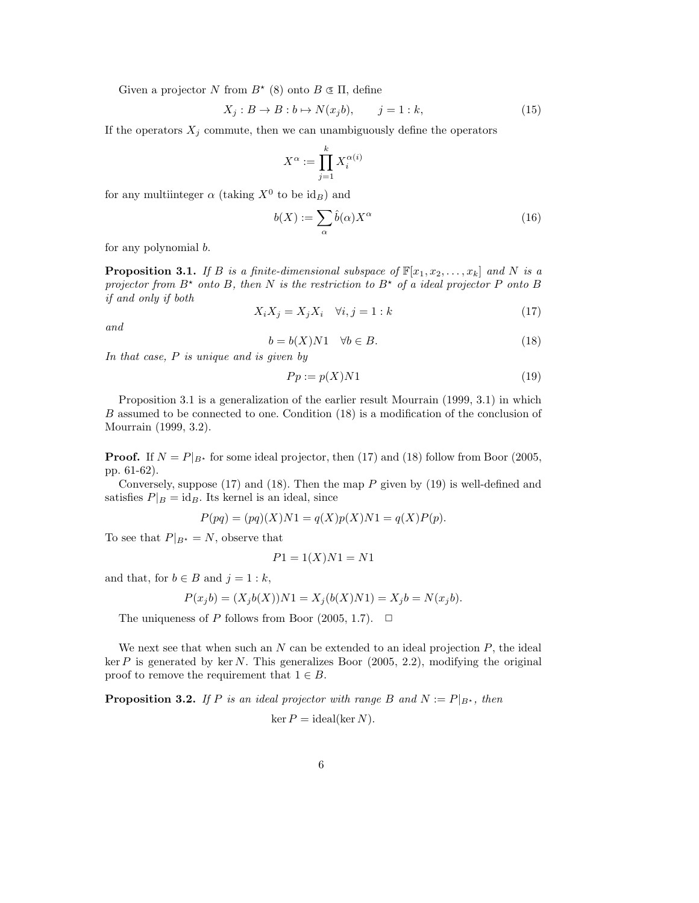Given a projector $N$ from $B^\star$ (8) onto $B \subseteq \Pi$, define

$$X_j : B \to B : b \mapsto N(x_j b), \qquad j = 1 : k, \tag{15}$$

If the operators $X_j$ commute, then we can unambiguously define the operators

$$X^\alpha := \prod_{j=1}^{k} X_i^{\alpha(i)}$$

for any multiinteger $\alpha$ (taking $X^0$ to be $\mathrm{id}_B$) and

$$b(X) := \sum_\alpha \hat{b}(\alpha) X^\alpha \tag{16}$$

for any polynomial $b$.

**Proposition 3.1.** *If $B$ is a finite-dimensional subspace of $\mathbb{F}[x_1, x_2, \ldots, x_k]$ and $N$ is a projector from $B^\star$ onto $B$, then $N$ is the restriction to $B^\star$ of a ideal projector $P$ onto $B$ if and only if both*

$$X_i X_j = X_j X_i \quad \forall i, j = 1 : k \tag{17}$$

*and*

$$b = b(X) N1 \quad \forall b \in B. \tag{18}$$

*In that case, $P$ is unique and is given by*

$$Pp := p(X) N1 \tag{19}$$

Proposition 3.1 is a generalization of the earlier result Mourrain (1999, 3.1) in which $B$ assumed to be connected to one. Condition (18) is a modification of the conclusion of Mourrain (1999, 3.2).

**Proof.** If $N = P|_{B^\star}$ for some ideal projector, then (17) and (18) follow from Boor (2005, pp. 61-62).

Conversely, suppose (17) and (18). Then the map $P$ given by (19) is well-defined and satisfies $P|_B = \mathrm{id}_B$. Its kernel is an ideal, since

$$P(pq) = (pq)(X)N1 = q(X)p(X)N1 = q(X)P(p).$$

To see that $P|_{B^\star} = N$, observe that

$$P1 = 1(X)N1 = N1$$

and that, for $b \in B$ and $j = 1 : k$,

$$P(x_j b) = (X_j b(X))N1 = X_j(b(X)N1) = X_j b = N(x_j b).$$

The uniqueness of $P$ follows from Boor (2005, 1.7). $\square$

We next see that when such an $N$ can be extended to an ideal projection $P$, the ideal $\ker P$ is generated by $\ker N$. This generalizes Boor (2005, 2.2), modifying the original proof to remove the requirement that $1 \in B$.

**Proposition 3.2.** *If $P$ is an ideal projector with range $B$ and $N := P|_{B^\star}$, then*

$$\ker P = \mathrm{ideal}(\ker N).$$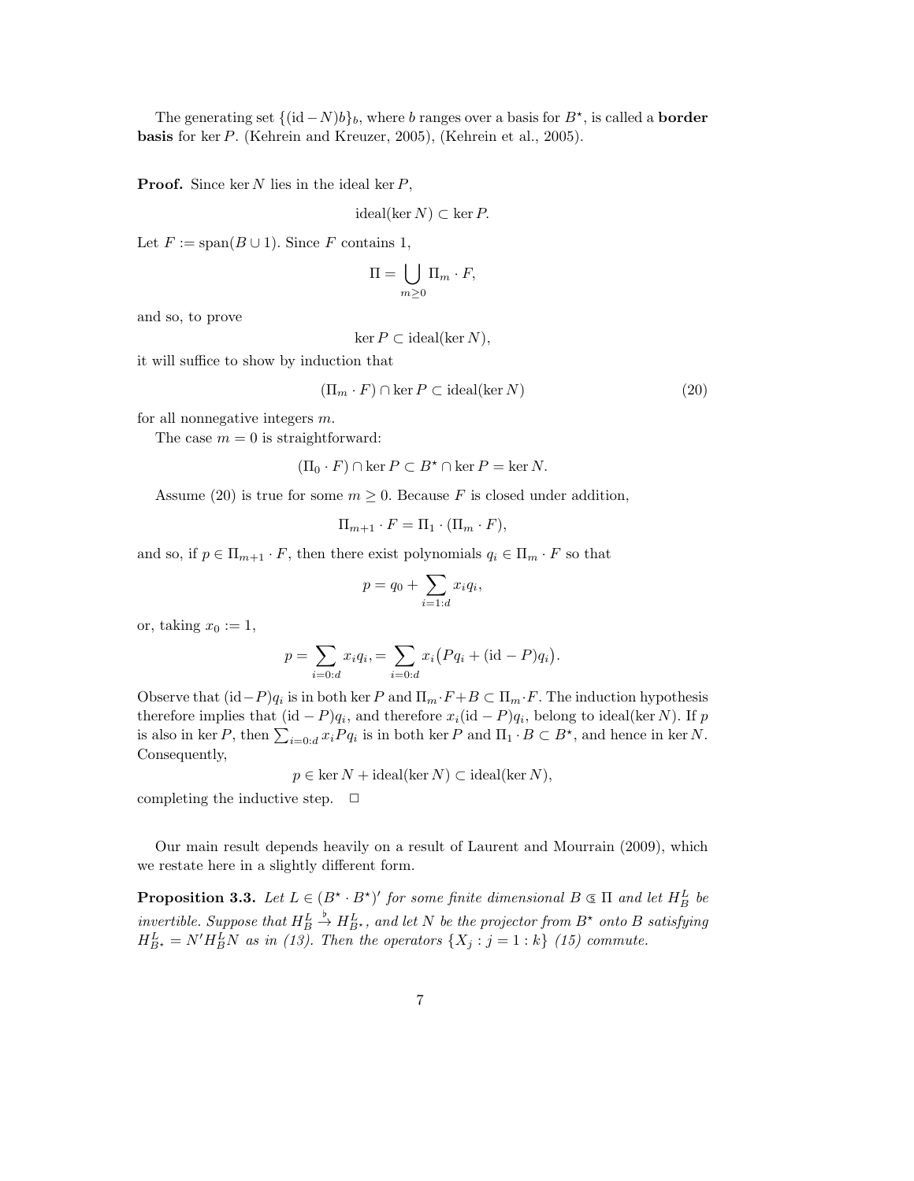The generating set $\{(\mathrm{id} - N)b\}_b$, where $b$ ranges over a basis for $B^\star$, is called a **border basis** for $\ker P$. (Kehrein and Kreuzer, 2005), (Kehrein et al., 2005).

**Proof.** Since $\ker N$ lies in the ideal $\ker P$,

$$\mathrm{ideal}(\ker N) \subset \ker P.$$

Let $F := \mathrm{span}(B \cup 1)$. Since $F$ contains 1,

$$\Pi = \bigcup_{m \geq 0} \Pi_m \cdot F,$$

and so, to prove

$$\ker P \subset \mathrm{ideal}(\ker N),$$

it will suffice to show by induction that

$$(\Pi_m \cdot F) \cap \ker P \subset \mathrm{ideal}(\ker N) \tag{20}$$

for all nonnegative integers $m$.

The case $m = 0$ is straightforward:

$$(\Pi_0 \cdot F) \cap \ker P \subset B^\star \cap \ker P = \ker N.$$

Assume (20) is true for some $m \geq 0$. Because $F$ is closed under addition,

$$\Pi_{m+1} \cdot F = \Pi_1 \cdot (\Pi_m \cdot F),$$

and so, if $p \in \Pi_{m+1} \cdot F$, then there exist polynomials $q_i \in \Pi_m \cdot F$ so that

$$p = q_0 + \sum_{i=1:d} x_i q_i,$$

or, taking $x_0 := 1$,

$$p = \sum_{i=0:d} x_i q_i, = \sum_{i=0:d} x_i \big( P q_i + (\mathrm{id} - P) q_i \big).$$

Observe that $(\mathrm{id} - P)q_i$ is in both $\ker P$ and $\Pi_m \cdot F + B \subset \Pi_m \cdot F$. The induction hypothesis therefore implies that $(\mathrm{id} - P)q_i$, and therefore $x_i(\mathrm{id} - P)q_i$, belong to $\mathrm{ideal}(\ker N)$. If $p$ is also in $\ker P$, then $\sum_{i=0:d} x_i P q_i$ is in both $\ker P$ and $\Pi_1 \cdot B \subset B^\star$, and hence in $\ker N$. Consequently,

$$p \in \ker N + \mathrm{ideal}(\ker N) \subset \mathrm{ideal}(\ker N),$$

completing the inductive step. $\square$

Our main result depends heavily on a result of Laurent and Mourrain (2009), which we restate here in a slightly different form.

**Proposition 3.3.** *Let $L \in (B^\star \cdot B^\star)'$ for some finite dimensional $B \subseteq \Pi$ and let $H_B^L$ be invertible. Suppose that $H_B^L \xrightarrow{\flat} H_{B^\star}^L$, and let $N$ be the projector from $B^\star$ onto $B$ satisfying $H_{B^\star}^L = N' H_B^L N$ as in (13). Then the operators $\{X_j : j = 1 : k\}$ (15) commute.*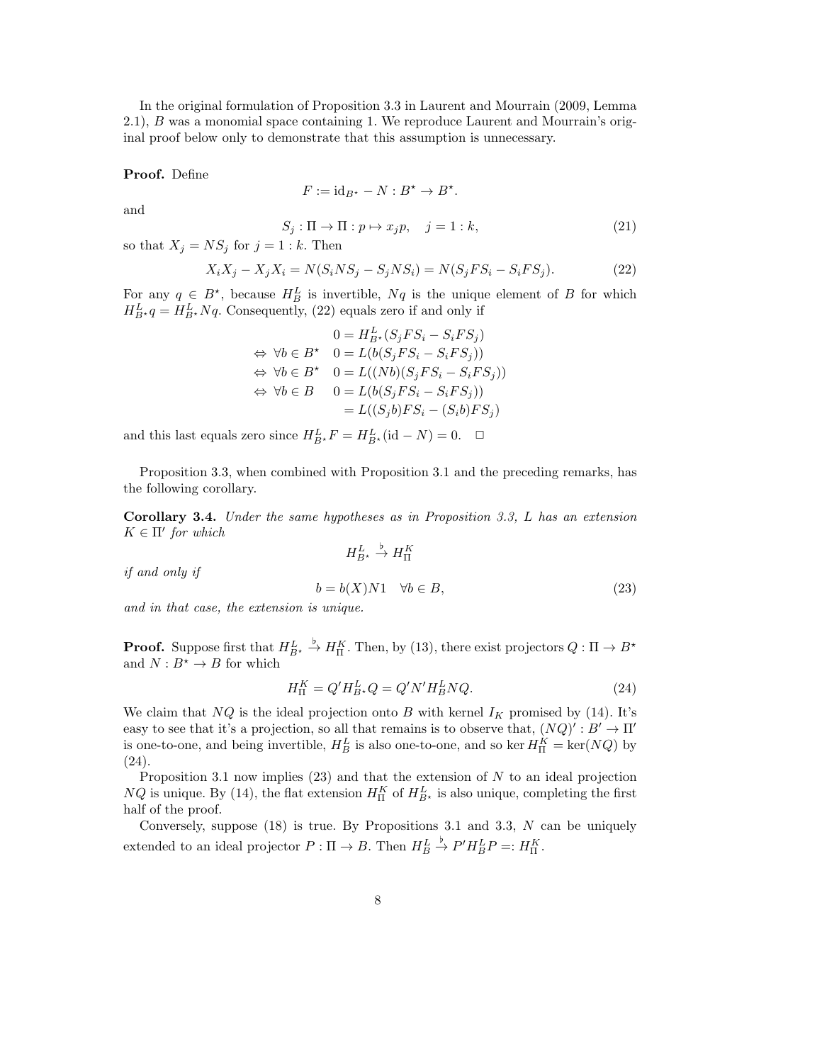In the original formulation of Proposition 3.3 in Laurent and Mourrain (2009, Lemma 2.1), $B$ was a monomial space containing 1. We reproduce Laurent and Mourrain's original proof below only to demonstrate that this assumption is unnecessary.

**Proof.** Define

$$F := \mathrm{id}_{B^\star} - N : B^\star \to B^\star.$$

and

$$S_j : \Pi \to \Pi : p \mapsto x_j p, \quad j = 1 : k, \tag{21}$$

so that $X_j = NS_j$ for $j = 1 : k$. Then

$$X_i X_j - X_j X_i = N(S_i N S_j - S_j N S_i) = N(S_j F S_i - S_i F S_j). \tag{22}$$

For any $q \in B^\star$, because $H_B^L$ is invertible, $Nq$ is the unique element of $B$ for which $H_{B^\star}^L q = H_{B^\star}^L Nq$. Consequently, (22) equals zero if and only if

$$\begin{aligned}
& 0 = H_{B^\star}^L (S_j F S_i - S_i F S_j) \\
\Leftrightarrow\ \forall b \in B^\star \quad & 0 = L(b(S_j F S_i - S_i F S_j)) \\
\Leftrightarrow\ \forall b \in B^\star \quad & 0 = L((Nb)(S_j F S_i - S_i F S_j)) \\
\Leftrightarrow\ \forall b \in B \quad & 0 = L(b(S_j F S_i - S_i F S_j)) \\
& \phantom{0} = L((S_j b) F S_i - (S_i b) F S_j)
\end{aligned}$$

and this last equals zero since $H_{B^\star}^L F = H_{B^\star}^L(\mathrm{id} - N) = 0$. $\square$

Proposition 3.3, when combined with Proposition 3.1 and the preceding remarks, has the following corollary.

**Corollary 3.4.** *Under the same hypotheses as in Proposition 3.3, $L$ has an extension $K \in \Pi'$ for which*

$$H_{B^\star}^L \xrightarrow{\flat} H_\Pi^K$$

*if and only if*

$$b = b(X) N 1 \quad \forall b \in B, \tag{23}$$

*and in that case, the extension is unique.*

**Proof.** Suppose first that $H_{B^\star}^L \xrightarrow{\flat} H_\Pi^K$. Then, by (13), there exist projectors $Q : \Pi \to B^\star$ and $N : B^\star \to B$ for which

$$H_\Pi^K = Q' H_{B^\star}^L Q = Q' N' H_B^L N Q. \tag{24}$$

We claim that $NQ$ is the ideal projection onto $B$ with kernel $I_K$ promised by (14). It's easy to see that it's a projection, so all that remains is to observe that, $(NQ)' : B' \to \Pi'$ is one-to-one, and being invertible, $H_B^L$ is also one-to-one, and so $\ker H_\Pi^K = \ker(NQ)$ by (24).

Proposition 3.1 now implies (23) and that the extension of $N$ to an ideal projection $NQ$ is unique. By (14), the flat extension $H_\Pi^K$ of $H_{B^\star}^L$ is also unique, completing the first half of the proof.

Conversely, suppose (18) is true. By Propositions 3.1 and 3.3, $N$ can be uniquely extended to an ideal projector $P : \Pi \to B$. Then $H_B^L \xrightarrow{\flat} P' H_B^L P =: H_\Pi^K$.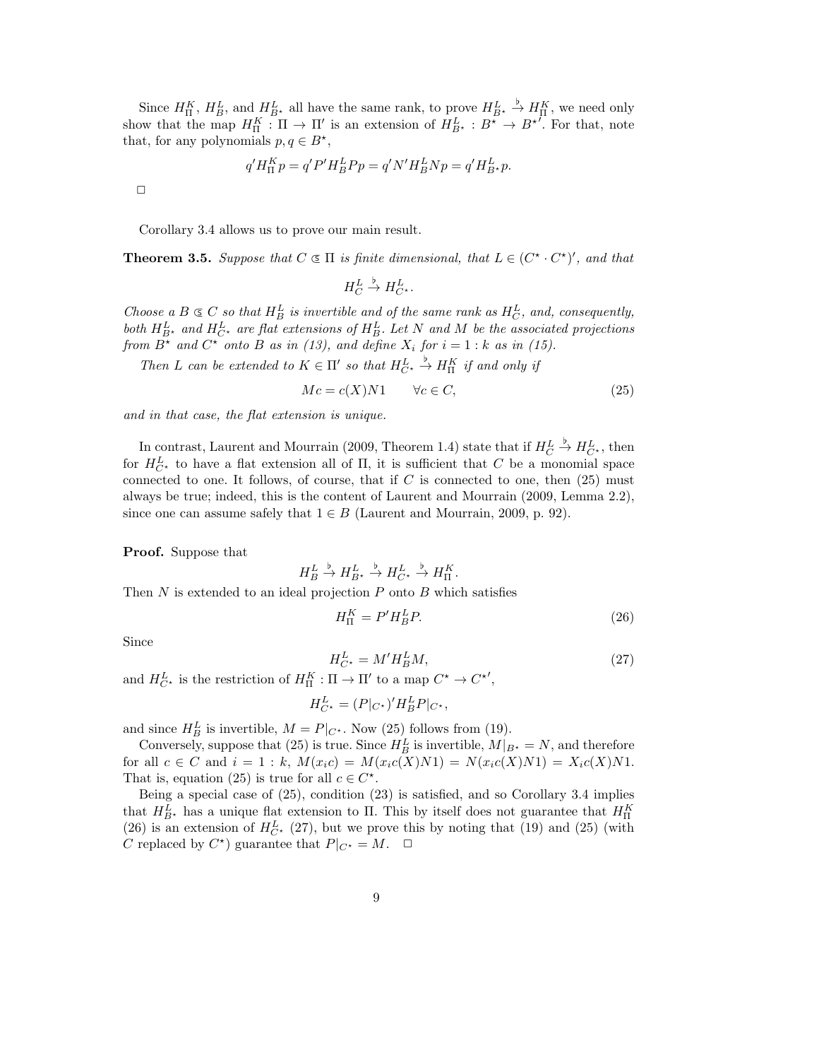Since $H^K_\Pi$, $H^L_B$, and $H^L_{B^\star}$ all have the same rank, to prove $H^L_{B^\star} \overset{\flat}{\to} H^K_\Pi$, we need only show that the map $H^K_\Pi : \Pi \to \Pi'$ is an extension of $H^L_{B^\star} : B^\star \to B^{\star\prime}$. For that, note that, for any polynomials $p, q \in B^\star$,

$$q' H^K_\Pi p = q' P' H^L_B P p = q' N' H^L_B N p = q' H^L_{B^\star} p.$$

□

Corollary 3.4 allows us to prove our main result.

**Theorem 3.5.** *Suppose that $C \subsetneqq \Pi$ is finite dimensional, that $L \in (C^\star \cdot C^\star)'$, and that*

$$H^L_C \overset{\flat}{\to} H^L_{C^\star}.$$

*Choose a $B \subsetneqq C$ so that $H^L_B$ is invertible and of the same rank as $H^L_C$, and, consequently, both $H^L_{B^\star}$ and $H^L_{C^\star}$ are flat extensions of $H^L_B$. Let $N$ and $M$ be the associated projections from $B^\star$ and $C^\star$ onto $B$ as in (13), and define $X_i$ for $i = 1 : k$ as in (15).*

*Then $L$ can be extended to $K \in \Pi'$ so that $H^L_{C^\star} \overset{\flat}{\to} H^K_\Pi$ if and only if*

$$Mc = c(X)N1 \qquad \forall c \in C, \tag{25}$$

*and in that case, the flat extension is unique.*

In contrast, Laurent and Mourrain (2009, Theorem 1.4) state that if $H^L_C \overset{\flat}{\to} H^L_{C^\star}$, then for $H^L_{C^\star}$ to have a flat extension all of $\Pi$, it is sufficient that $C$ be a monomial space connected to one. It follows, of course, that if $C$ is connected to one, then (25) must always be true; indeed, this is the content of Laurent and Mourrain (2009, Lemma 2.2), since one can assume safely that $1 \in B$ (Laurent and Mourrain, 2009, p. 92).

**Proof.** Suppose that

$$H^L_B \overset{\flat}{\to} H^L_{B^\star} \overset{\flat}{\to} H^L_{C^\star} \overset{\flat}{\to} H^K_\Pi.$$

Then $N$ is extended to an ideal projection $P$ onto $B$ which satisfies

$$H^K_\Pi = P' H^L_B P. \tag{26}$$

Since

$$H^L_{C^\star} = M' H^L_B M, \tag{27}$$

and $H^L_{C^\star}$ is the restriction of $H^K_\Pi : \Pi \to \Pi'$ to a map $C^\star \to C^{\star\prime}$,

$$H^L_{C^\star} = (P|_{C^\star})' H^L_B P|_{C^\star},$$

and since $H^L_B$ is invertible, $M = P|_{C^\star}$. Now (25) follows from (19).

Conversely, suppose that (25) is true. Since $H^L_B$ is invertible, $M|_{B^\star} = N$, and therefore for all $c \in C$ and $i = 1 : k$, $M(x_i c) = M(x_i c(X)N1) = N(x_i c(X)N1) = X_i c(X)N1$. That is, equation (25) is true for all $c \in C^\star$.

Being a special case of (25), condition (23) is satisfied, and so Corollary 3.4 implies that $H^L_{B^\star}$ has a unique flat extension to $\Pi$. This by itself does not guarantee that $H^K_\Pi$ (26) is an extension of $H^L_{C^\star}$ (27), but we prove this by noting that (19) and (25) (with $C$ replaced by $C^\star$) guarantee that $P|_{C^\star} = M$. □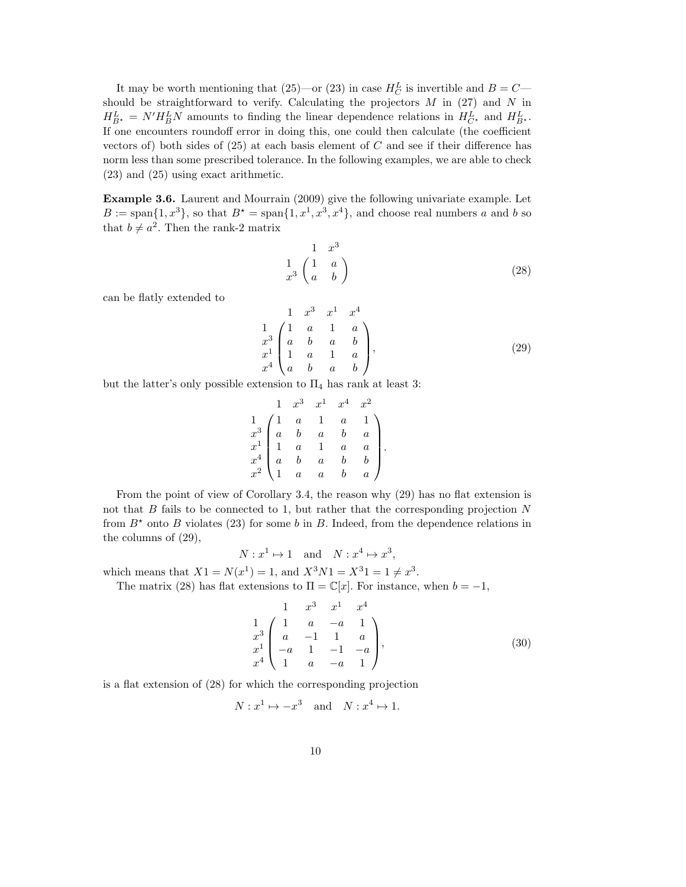It may be worth mentioning that (25)—or (23) in case $H_C^L$ is invertible and $B = C$—should be straightforward to verify. Calculating the projectors $M$ in (27) and $N$ in $H_{B^\star}^L = N' H_B^L N$ amounts to finding the linear dependence relations in $H_{C^\star}^L$ and $H_{B^\star}^L$. If one encounters roundoff error in doing this, one could then calculate (the coefficient vectors of) both sides of (25) at each basis element of $C$ and see if their difference has norm less than some prescribed tolerance. In the following examples, we are able to check (23) and (25) using exact arithmetic.

**Example 3.6.** Laurent and Mourrain (2009) give the following univariate example. Let $B := \operatorname{span}\{1, x^3\}$, so that $B^\star = \operatorname{span}\{1, x^1, x^3, x^4\}$, and choose real numbers $a$ and $b$ so that $b \neq a^2$. Then the rank-2 matrix

$$
\begin{array}{c} \\ 1 \\ x^3 \end{array}
\begin{array}{c} \begin{array}{cc} 1 & x^3 \end{array} \\ \begin{pmatrix} 1 & a \\ a & b \end{pmatrix} \end{array}
\tag{28}
$$

can be flatly extended to

$$
\begin{array}{c} \\ 1 \\ x^3 \\ x^1 \\ x^4 \end{array}
\begin{array}{c} \begin{array}{cccc} 1 & x^3 & x^1 & x^4 \end{array} \\ \begin{pmatrix} 1 & a & 1 & a \\ a & b & a & b \\ 1 & a & 1 & a \\ a & b & a & b \end{pmatrix} \end{array},
\tag{29}
$$

but the latter's only possible extension to $\Pi_4$ has rank at least 3:

$$
\begin{array}{c} \\ 1 \\ x^3 \\ x^1 \\ x^4 \\ x^2 \end{array}
\begin{array}{c} \begin{array}{ccccc} 1 & x^3 & x^1 & x^4 & x^2 \end{array} \\ \begin{pmatrix} 1 & a & 1 & a & 1 \\ a & b & a & b & a \\ 1 & a & 1 & a & a \\ a & b & a & b & b \\ 1 & a & a & b & a \end{pmatrix} \end{array}.
$$

From the point of view of Corollary 3.4, the reason why (29) has no flat extension is not that $B$ fails to be connected to 1, but rather that the corresponding projection $N$ from $B^\star$ onto $B$ violates (23) for some $b$ in $B$. Indeed, from the dependence relations in the columns of (29),

$$
N : x^1 \mapsto 1 \quad \text{and} \quad N : x^4 \mapsto x^3,
$$

which means that $X1 = N(x^1) = 1$, and $X^3 N 1 = X^3 1 = 1 \neq x^3$.

The matrix (28) has flat extensions to $\Pi = \mathbb{C}[x]$. For instance, when $b = -1$,

$$
\begin{array}{c} \\ 1 \\ x^3 \\ x^1 \\ x^4 \end{array}
\begin{array}{c} \begin{array}{cccc} 1 & x^3 & x^1 & x^4 \end{array} \\ \begin{pmatrix} 1 & a & -a & 1 \\ a & -1 & 1 & a \\ -a & 1 & -1 & -a \\ 1 & a & -a & 1 \end{pmatrix} \end{array},
\tag{30}
$$

is a flat extension of (28) for which the corresponding projection

$$
N : x^1 \mapsto -x^3 \quad \text{and} \quad N : x^4 \mapsto 1.
$$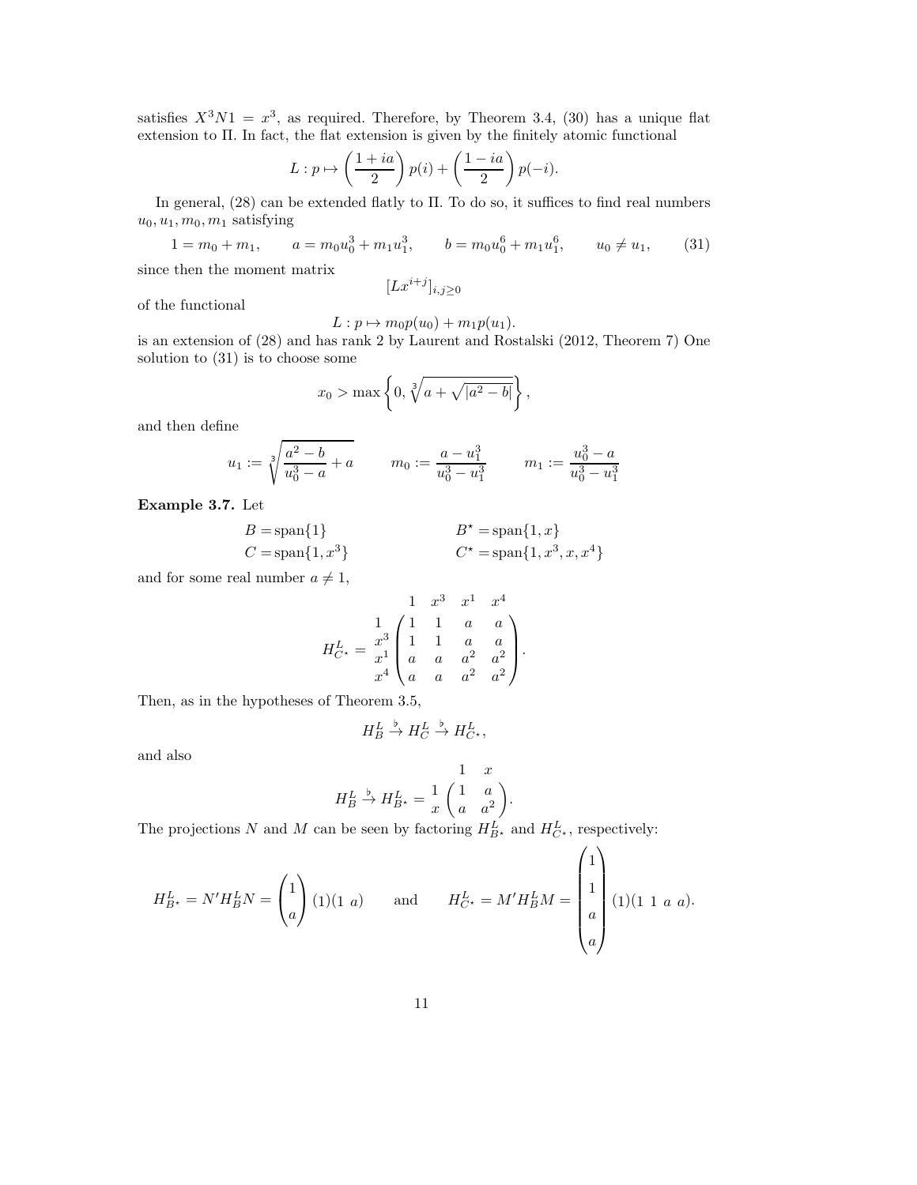satisfies $X^3N1 = x^3$, as required. Therefore, by Theorem 3.4, (30) has a unique flat extension to $\Pi$. In fact, the flat extension is given by the finitely atomic functional

$$L : p \mapsto \left(\frac{1+ia}{2}\right) p(i) + \left(\frac{1-ia}{2}\right) p(-i).$$

In general, (28) can be extended flatly to $\Pi$. To do so, it suffices to find real numbers $u_0, u_1, m_0, m_1$ satisfying

$$1 = m_0 + m_1, \qquad a = m_0 u_0^3 + m_1 u_1^3, \qquad b = m_0 u_0^6 + m_1 u_1^6, \qquad u_0 \neq u_1, \tag{31}$$

since then the moment matrix

$$[Lx^{i+j}]_{i,j \geq 0}$$

of the functional

$$L : p \mapsto m_0 p(u_0) + m_1 p(u_1).$$

is an extension of (28) and has rank 2 by Laurent and Rostalski (2012, Theorem 7) One solution to (31) is to choose some

$$x_0 > \max\left\{0, \sqrt[3]{a + \sqrt{|a^2 - b|}}\right\},$$

and then define

$$u_1 := \sqrt[3]{\frac{a^2 - b}{u_0^3 - a} + a} \qquad m_0 := \frac{a - u_1^3}{u_0^3 - u_1^3} \qquad m_1 := \frac{u_0^3 - a}{u_0^3 - u_1^3}$$

**Example 3.7.** Let

$$B = \operatorname{span}\{1\} \qquad\qquad B^\star = \operatorname{span}\{1, x\}$$
$$C = \operatorname{span}\{1, x^3\} \qquad\qquad C^\star = \operatorname{span}\{1, x^3, x, x^4\}$$

and for some real number $a \neq 1$,

$$H^L_{C^\star} = \begin{array}{c} \\ 1 \\ x^3 \\ x^1 \\ x^4 \end{array} \!\!\begin{array}{c} \begin{array}{cccc} 1 & x^3 & x^1 & x^4 \end{array} \\ \begin{pmatrix} 1 & 1 & a & a \\ 1 & 1 & a & a \\ a & a & a^2 & a^2 \\ a & a & a^2 & a^2 \end{pmatrix} \end{array}.$$

Then, as in the hypotheses of Theorem 3.5,

$$H^L_B \xrightarrow{\flat} H^L_C \xrightarrow{\flat} H^L_{C^\star},$$

and also

$$H^L_B \xrightarrow{\flat} H^L_{B^\star} = \begin{array}{c} \\ 1 \\ x \end{array} \!\!\begin{array}{c} \begin{array}{cc} 1 & x \end{array} \\ \begin{pmatrix} 1 & a \\ a & a^2 \end{pmatrix} \end{array}.$$

The projections $N$ and $M$ can be seen by factoring $H^L_{B^\star}$ and $H^L_{C^\star}$, respectively:

$$H^L_{B^\star} = N' H^L_B N = \begin{pmatrix} 1 \\ a \end{pmatrix} (1)(1\ a) \qquad \text{and} \qquad H^L_{C^\star} = M' H^L_B M = \begin{pmatrix} 1 \\ 1 \\ a \\ a \end{pmatrix} (1)(1\ 1\ a\ a).$$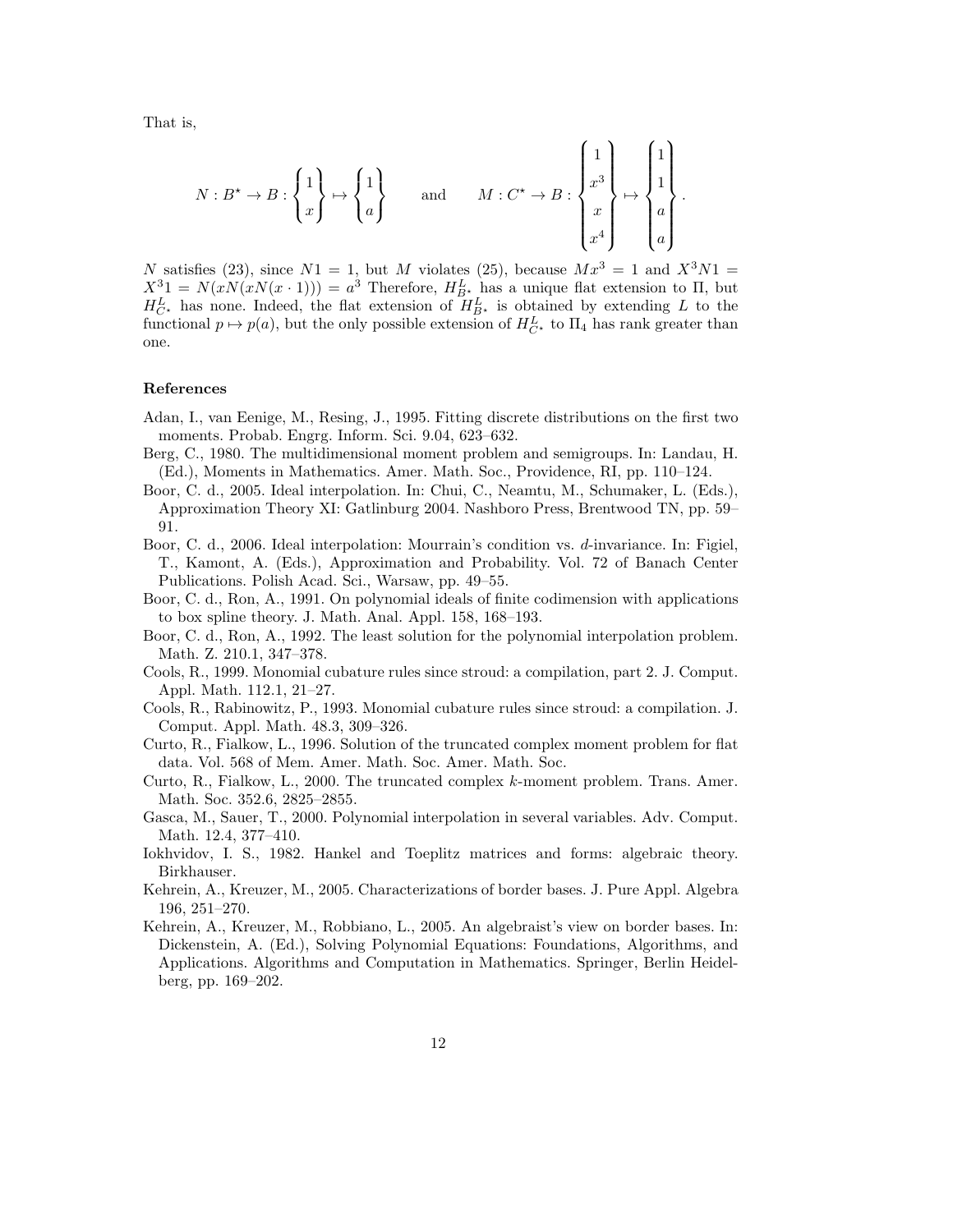That is,

$$N : B^\star \to B : \begin{Bmatrix} 1 \\ x \end{Bmatrix} \mapsto \begin{Bmatrix} 1 \\ a \end{Bmatrix} \qquad \text{and} \qquad M : C^\star \to B : \begin{Bmatrix} 1 \\ x^3 \\ x \\ x^4 \end{Bmatrix} \mapsto \begin{Bmatrix} 1 \\ 1 \\ a \\ a \end{Bmatrix}.$$

$N$ satisfies (23), since $N1 = 1$, but $M$ violates (25), because $Mx^3 = 1$ and $X^3N1 = X^31 = N(xN(xN(x \cdot 1))) = a^3$ Therefore, $H^L_{B^\star}$ has a unique flat extension to $\Pi$, but $H^L_{C^\star}$ has none. Indeed, the flat extension of $H^L_{B^\star}$ is obtained by extending $L$ to the functional $p \mapsto p(a)$, but the only possible extension of $H^L_{C^\star}$ to $\Pi_4$ has rank greater than one.

## References

Adan, I., van Eenige, M., Resing, J., 1995. Fitting discrete distributions on the first two moments. Probab. Engrg. Inform. Sci. 9.04, 623–632.

Berg, C., 1980. The multidimensional moment problem and semigroups. In: Landau, H. (Ed.), Moments in Mathematics. Amer. Math. Soc., Providence, RI, pp. 110–124.

Boor, C. d., 2005. Ideal interpolation. In: Chui, C., Neamtu, M., Schumaker, L. (Eds.), Approximation Theory XI: Gatlinburg 2004. Nashboro Press, Brentwood TN, pp. 59–91.

Boor, C. d., 2006. Ideal interpolation: Mourrain's condition vs. *d*-invariance. In: Figiel, T., Kamont, A. (Eds.), Approximation and Probability. Vol. 72 of Banach Center Publications. Polish Acad. Sci., Warsaw, pp. 49–55.

Boor, C. d., Ron, A., 1991. On polynomial ideals of finite codimension with applications to box spline theory. J. Math. Anal. Appl. 158, 168–193.

Boor, C. d., Ron, A., 1992. The least solution for the polynomial interpolation problem. Math. Z. 210.1, 347–378.

Cools, R., 1999. Monomial cubature rules since stroud: a compilation, part 2. J. Comput. Appl. Math. 112.1, 21–27.

Cools, R., Rabinowitz, P., 1993. Monomial cubature rules since stroud: a compilation. J. Comput. Appl. Math. 48.3, 309–326.

Curto, R., Fialkow, L., 1996. Solution of the truncated complex moment problem for flat data. Vol. 568 of Mem. Amer. Math. Soc. Amer. Math. Soc.

Curto, R., Fialkow, L., 2000. The truncated complex *k*-moment problem. Trans. Amer. Math. Soc. 352.6, 2825–2855.

Gasca, M., Sauer, T., 2000. Polynomial interpolation in several variables. Adv. Comput. Math. 12.4, 377–410.

Iokhvidov, I. S., 1982. Hankel and Toeplitz matrices and forms: algebraic theory. Birkhauser.

Kehrein, A., Kreuzer, M., 2005. Characterizations of border bases. J. Pure Appl. Algebra 196, 251–270.

Kehrein, A., Kreuzer, M., Robbiano, L., 2005. An algebraist's view on border bases. In: Dickenstein, A. (Ed.), Solving Polynomial Equations: Foundations, Algorithms, and Applications. Algorithms and Computation in Mathematics. Springer, Berlin Heidelberg, pp. 169–202.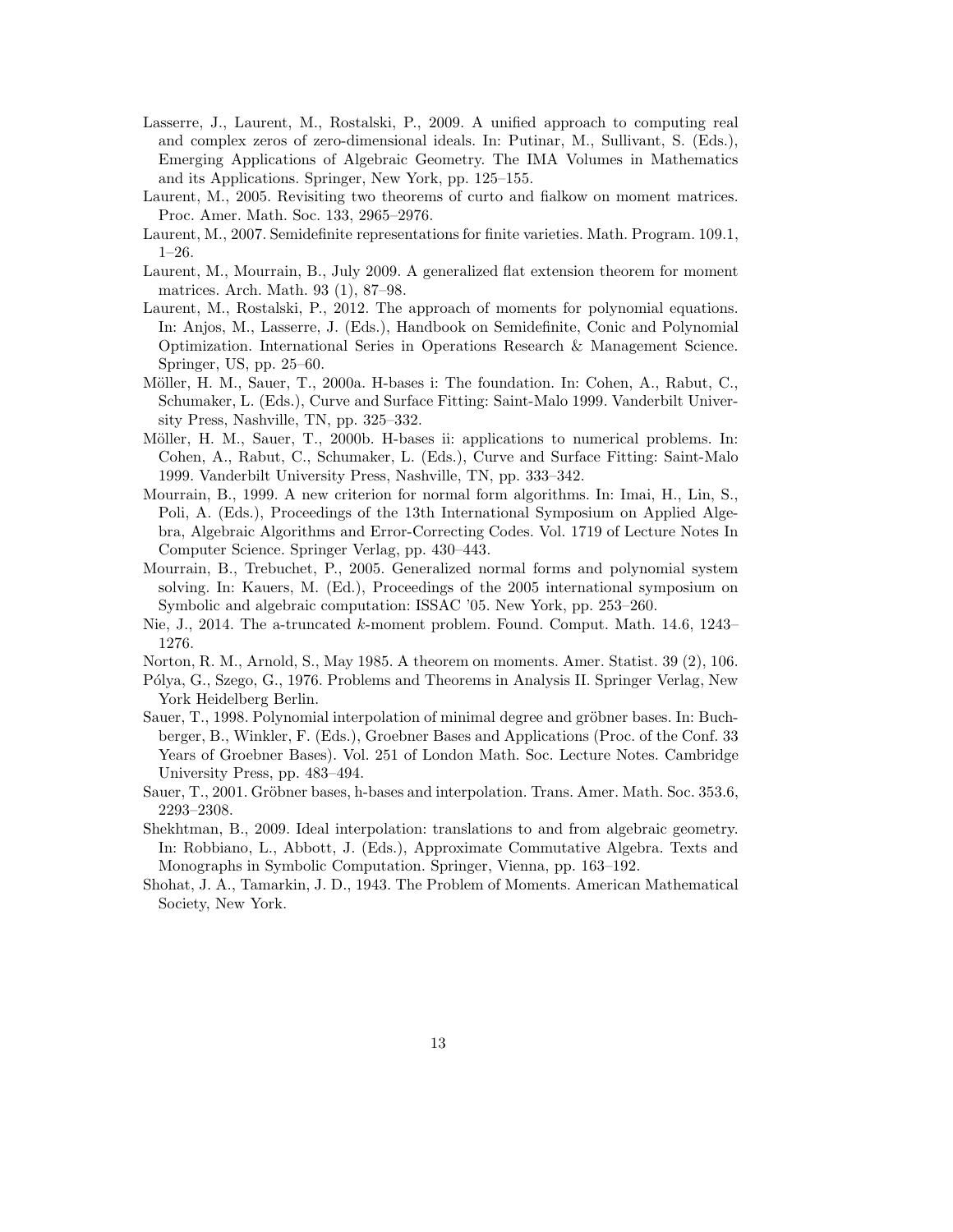Lasserre, J., Laurent, M., Rostalski, P., 2009. A unified approach to computing real and complex zeros of zero-dimensional ideals. In: Putinar, M., Sullivant, S. (Eds.), Emerging Applications of Algebraic Geometry. The IMA Volumes in Mathematics and its Applications. Springer, New York, pp. 125–155.

Laurent, M., 2005. Revisiting two theorems of curto and fialkow on moment matrices. Proc. Amer. Math. Soc. 133, 2965–2976.

Laurent, M., 2007. Semidefinite representations for finite varieties. Math. Program. 109.1, 1–26.

Laurent, M., Mourrain, B., July 2009. A generalized flat extension theorem for moment matrices. Arch. Math. 93 (1), 87–98.

Laurent, M., Rostalski, P., 2012. The approach of moments for polynomial equations. In: Anjos, M., Lasserre, J. (Eds.), Handbook on Semidefinite, Conic and Polynomial Optimization. International Series in Operations Research & Management Science. Springer, US, pp. 25–60.

Möller, H. M., Sauer, T., 2000a. H-bases i: The foundation. In: Cohen, A., Rabut, C., Schumaker, L. (Eds.), Curve and Surface Fitting: Saint-Malo 1999. Vanderbilt University Press, Nashville, TN, pp. 325–332.

Möller, H. M., Sauer, T., 2000b. H-bases ii: applications to numerical problems. In: Cohen, A., Rabut, C., Schumaker, L. (Eds.), Curve and Surface Fitting: Saint-Malo 1999. Vanderbilt University Press, Nashville, TN, pp. 333–342.

Mourrain, B., 1999. A new criterion for normal form algorithms. In: Imai, H., Lin, S., Poli, A. (Eds.), Proceedings of the 13th International Symposium on Applied Algebra, Algebraic Algorithms and Error-Correcting Codes. Vol. 1719 of Lecture Notes In Computer Science. Springer Verlag, pp. 430–443.

Mourrain, B., Trebuchet, P., 2005. Generalized normal forms and polynomial system solving. In: Kauers, M. (Ed.), Proceedings of the 2005 international symposium on Symbolic and algebraic computation: ISSAC '05. New York, pp. 253–260.

Nie, J., 2014. The a-truncated $k$-moment problem. Found. Comput. Math. 14.6, 1243–1276.

Norton, R. M., Arnold, S., May 1985. A theorem on moments. Amer. Statist. 39 (2), 106.

Pólya, G., Szego, G., 1976. Problems and Theorems in Analysis II. Springer Verlag, New York Heidelberg Berlin.

Sauer, T., 1998. Polynomial interpolation of minimal degree and gröbner bases. In: Buchberger, B., Winkler, F. (Eds.), Groebner Bases and Applications (Proc. of the Conf. 33 Years of Groebner Bases). Vol. 251 of London Math. Soc. Lecture Notes. Cambridge University Press, pp. 483–494.

Sauer, T., 2001. Gröbner bases, h-bases and interpolation. Trans. Amer. Math. Soc. 353.6, 2293–2308.

Shekhtman, B., 2009. Ideal interpolation: translations to and from algebraic geometry. In: Robbiano, L., Abbott, J. (Eds.), Approximate Commutative Algebra. Texts and Monographs in Symbolic Computation. Springer, Vienna, pp. 163–192.

Shohat, J. A., Tamarkin, J. D., 1943. The Problem of Moments. American Mathematical Society, New York.